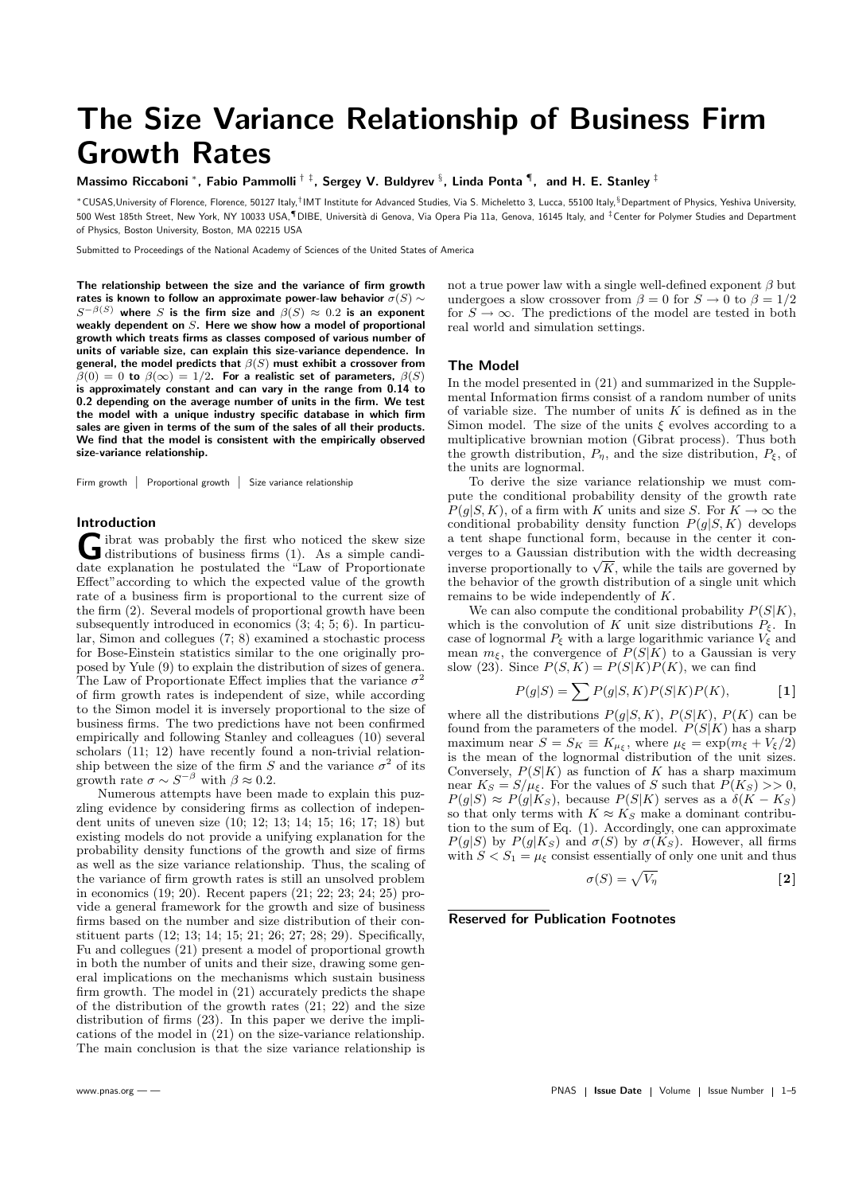# The Size Variance Relationship of Business Firm Growth Rates

**Massimo Riccaboni [*], Fabio Pammolli [† ‡], Sergey V. Buldyrev [§], Linda Ponta [¶], and H. E. Stanley [‡]**

[*] CUSAS,University of Florence, Florence, 50127 Italy,[†] IMT Institute for Advanced Studies, Via S. Micheletto 3, Lucca, 55100 Italy,[§] Department of Physics, Yeshiva University, 500 West 185th Street, New York, NY 10033 USA,[¶] DIBE, Università di Genova, Via Opera Pia 11a, Genova, 16145 Italy, and [‡] Center for Polymer Studies and Department of Physics, Boston University, Boston, MA 02215 USA

Submitted to Proceedings of the National Academy of Sciences of the United States of America

**The relationship between the size and the variance of firm growth rates is known to follow an approximate power-law behavior $\sigma(S) \sim S^{-\beta(S)}$ where $S$ is the firm size and $\beta(S) \approx 0.2$ is an exponent weakly dependent on $S$. Here we show how a model of proportional growth which treats firms as classes composed of various number of units of variable size, can explain this size-variance dependence. In general, the model predicts that $\beta(S)$ must exhibit a crossover from $\beta(0) = 0$ to $\beta(\infty) = 1/2$. For a realistic set of parameters, $\beta(S)$ is approximately constant and can vary in the range from 0.14 to 0.2 depending on the average number of units in the firm. We test the model with a unique industry specific database in which firm sales are given in terms of the sum of the sales of all their products. We find that the model is consistent with the empirically observed size-variance relationship.**

Firm growth | Proportional growth | Size variance relationship

## Introduction

Gibrat was probably the first who noticed the skew size distributions of business firms (1). As a simple candidate explanation he postulated the "Law of Proportionate Effect" according to which the expected value of the growth rate of a business firm is proportional to the current size of the firm (2). Several models of proportional growth have been subsequently introduced in economics (3; 4; 5; 6). In particular, Simon and collegues (7; 8) examined a stochastic process for Bose-Einstein statistics similar to the one originally proposed by Yule (9) to explain the distribution of sizes of genera. The Law of Proportionate Effect implies that the variance $\sigma^2$ of firm growth rates is independent of size, while according to the Simon model it is inversely proportional to the size of business firms. The two predictions have not been confirmed empirically and following Stanley and colleagues (10) several scholars (11; 12) have recently found a non-trivial relationship between the size of the firm $S$ and the variance $\sigma^2$ of its growth rate $\sigma \sim S^{-\beta}$ with $\beta \approx 0.2$.

Numerous attempts have been made to explain this puzzling evidence by considering firms as collection of independent units of uneven size (10; 12; 13; 14; 15; 16; 17; 18) but existing models do not provide a unifying explanation for the probability density functions of the growth and size of firms as well as the size variance relationship. Thus, the scaling of the variance of firm growth rates is still an unsolved problem in economics (19; 20). Recent papers (21; 22; 23; 24; 25) provide a general framework for the growth and size of business firms based on the number and size distribution of their constituent parts (12; 13; 14; 15; 21; 26; 27; 28; 29). Specifically, Fu and collegues (21) present a model of proportional growth in both the number of units and their size, drawing some general implications on the mechanisms which sustain business firm growth. The model in (21) accurately predicts the shape of the distribution of the growth rates (21; 22) and the size distribution of firms (23). In this paper we derive the implications of the model in (21) on the size-variance relationship. The main conclusion is that the size variance relationship is not a true power law with a single well-defined exponent $\beta$ but undergoes a slow crossover from $\beta = 0$ for $S \to 0$ to $\beta = 1/2$ for $S \to \infty$. The predictions of the model are tested in both real world and simulation settings.

## The Model

In the model presented in (21) and summarized in the Supplemental Information firms consist of a random number of units of variable size. The number of units $K$ is defined as in the Simon model. The size of the units $\xi$ evolves according to a multiplicative brownian motion (Gibrat process). Thus both the growth distribution, $P_\eta$, and the size distribution, $P_\xi$, of the units are lognormal.

To derive the size variance relationship we must compute the conditional probability density of the growth rate $P(g|S, K)$, of a firm with $K$ units and size $S$. For $K \to \infty$ the conditional probability density function $P(g|S, K)$ develops a tent shape functional form, because in the center it converges to a Gaussian distribution with the width decreasing inverse proportionally to $\sqrt{K}$, while the tails are governed by the behavior of the growth distribution of a single unit which remains to be wide independently of $K$.

We can also compute the conditional probability $P(S|K)$, which is the convolution of $K$ unit size distributions $P_\xi$. In case of lognormal $P_\xi$ with a large logarithmic variance $V_\xi$ and mean $m_\xi$, the convergence of $P(S|K)$ to a Gaussian is very slow (23). Since $P(S, K) = P(S|K)P(K)$, we can find

$$P(g|S) = \sum P(g|S, K)P(S|K)P(K), \qquad [1]$$

where all the distributions $P(g|S, K)$, $P(S|K)$, $P(K)$ can be found from the parameters of the model. $P(S|K)$ has a sharp maximum near $S = S_K \equiv K_{\mu_\xi}$, where $\mu_\xi = \exp(m_\xi + V_\xi/2)$ is the mean of the lognormal distribution of the unit sizes. Conversely, $P(S|K)$ as function of $K$ has a sharp maximum near $K_S = S/\mu_\xi$. For the values of $S$ such that $P(K_S) >> 0$, $P(g|S) \approx P(g|K_S)$, because $P(S|K)$ serves as a $\delta(K - K_S)$ so that only terms with $K \approx K_S$ make a dominant contribution to the sum of Eq. (1). Accordingly, one can approximate $P(g|S)$ by $P(g|K_S)$ and $\sigma(S)$ by $\sigma(K_S)$. However, all firms with $S < S_1 = \mu_\xi$ consist essentially of only one unit and thus

$$\sigma(S) = \sqrt{V_\eta} \qquad [2]$$

**Reserved for Publication Footnotes**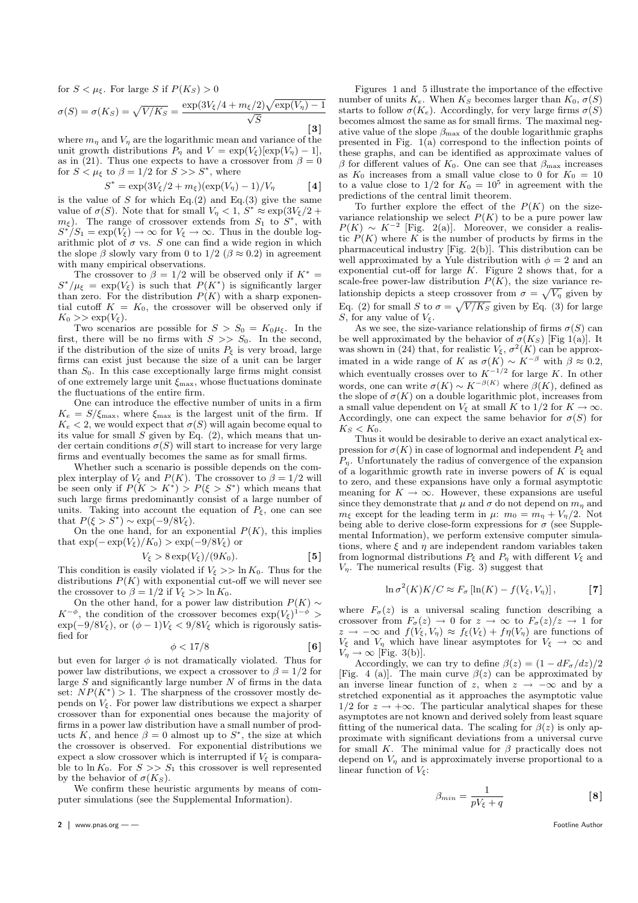for $S < \mu_\xi$. For large $S$ if $P(K_S) > 0$

$$\sigma(S) = \sigma(K_S) = \sqrt{V/K_S} = \frac{\exp(3V_\xi/4 + m_\xi/2)\sqrt{\exp(V_\eta) - 1}}{\sqrt{S}} \quad \textbf{[3]}$$

where $m_\eta$ and $V_\eta$ are the logarithmic mean and variance of the unit growth distributions $P_\eta$ and $V = \exp(V_\xi)[\exp(V_\eta) - 1]$, as in (21). Thus one expects to have a crossover from $\beta = 0$ for $S < \mu_\xi$ to $\beta = 1/2$ for $S >> S^*$, where

$$S^* = \exp(3V_\xi/2 + m_\xi)(\exp(V_\eta) - 1)/V_\eta \quad \textbf{[4]}$$

is the value of $S$ for which Eq.(2) and Eq.(3) give the same value of $\sigma(S)$. Note that for small $V_\eta < 1$, $S^* \approx \exp(3V_\xi/2 + m_\xi)$. The range of crossover extends from $S_1$ to $S^*$, with $S^*/S_1 = \exp(V_\xi) \to \infty$ for $V_\xi \to \infty$. Thus in the double logarithmic plot of $\sigma$ vs. $S$ one can find a wide region in which the slope $\beta$ slowly vary from 0 to $1/2$ ($\beta \approx 0.2$) in agreement with many empirical observations.

The crossover to $\beta = 1/2$ will be observed only if $K^* = S^*/\mu_\xi = \exp(V_\xi)$ is such that $P(K^*)$ is significantly larger than zero. For the distribution $P(K)$ with a sharp exponential cutoff $K = K_0$, the crossover will be observed only if $K_0 >> \exp(V_\xi)$.

Two scenarios are possible for $S > S_0 = K_0\mu_\xi$. In the first, there will be no firms with $S >> S_0$. In the second, if the distribution of the size of units $P_\xi$ is very broad, large firms can exist just because the size of a unit can be larger than $S_0$. In this case exceptionally large firms might consist of one extremely large unit $\xi_{\max}$, whose fluctuations dominate the fluctuations of the entire firm.

One can introduce the effective number of units in a firm $K_e = S/\xi_{\max}$, where $\xi_{\max}$ is the largest unit of the firm. If $K_e < 2$, we would expect that $\sigma(S)$ will again become equal to its value for small $S$ given by Eq. (2), which means that under certain conditions $\sigma(S)$ will start to increase for very large firms and eventually becomes the same as for small firms.

Whether such a scenario is possible depends on the complex interplay of $V_\xi$ and $P(K)$. The crossover to $\beta = 1/2$ will be seen only if $P(K > K^*) > P(\xi > S^*)$ which means that such large firms predominantly consist of a large number of units. Taking into account the equation of $P_\xi$, one can see that $P(\xi > S^*) \sim \exp(-9/8V_\xi)$.

On the one hand, for an exponential $P(K)$, this implies that $\exp(-\exp(V_\xi)/K_0) > \exp(-9/8V_\xi)$ or

$$V_\xi > 8\exp(V_\xi)/(9K_0). \quad \textbf{[5]}$$

This condition is easily violated if $V_\xi >> \ln K_0$. Thus for the distributions $P(K)$ with exponential cut-off we will never see the crossover to $\beta = 1/2$ if $V_\xi >> \ln K_0$.

On the other hand, for a power law distribution $P(K) \sim K^{-\phi}$, the condition of the crossover becomes $\exp(V_\xi)^{1-\phi} > \exp(-9/8V_\xi)$, or $(\phi - 1)V_\xi < 9/8V_\xi$ which is rigorously satisfied for

$$\phi < 17/8 \quad \textbf{[6]}$$

but even for larger $\phi$ is not dramatically violated. Thus for power law distributions, we expect a crossover to $\beta = 1/2$ for large $S$ and significantly large number $N$ of firms in the data set: $NP(K^*) > 1$. The sharpness of the crossover mostly depends on $V_\xi$. For power law distributions we expect a sharper crossover than for exponential ones because the majority of firms in a power law distribution have a small number of products $K$, and hence $\beta = 0$ almost up to $S^*$, the size at which the crossover is observed. For exponential distributions we expect a slow crossover which is interrupted if $V_\xi$ is comparable to $\ln K_0$. For $S >> S_1$ this crossover is well represented by the behavior of $\sigma(K_S)$.

We confirm these heuristic arguments by means of computer simulations (see the Supplemental Information).

Figures 1 and 5 illustrate the importance of the effective number of units $K_e$. When $K_S$ becomes larger than $K_0$, $\sigma(S)$ starts to follow $\sigma(K_e)$. Accordingly, for very large firms $\sigma(S)$ becomes almost the same as for small firms. The maximal negative value of the slope $\beta_{\max}$ of the double logarithmic graphs presented in Fig. 1(a) correspond to the inflection points of these graphs, and can be identified as approximate values of $\beta$ for different values of $K_0$. One can see that $\beta_{\max}$ increases as $K_0$ increases from a small value close to 0 for $K_0 = 10$ to a value close to $1/2$ for $K_0 = 10^5$ in agreement with the predictions of the central limit theorem.

To further explore the effect of the $P(K)$ on the size-variance relationship we select $P(K)$ to be a pure power law $P(K) \sim K^{-2}$ [Fig. 2(a)]. Moreover, we consider a realistic $P(K)$ where $K$ is the number of products by firms in the pharmaceutical industry [Fig. 2(b)]. This distribution can be well approximated by a Yule distribution with $\phi = 2$ and an exponential cut-off for large $K$. Figure 2 shows that, for a scale-free power-law distribution $P(K)$, the size variance relationship depicts a steep crossover from $\sigma = \sqrt{V_\eta}$ given by Eq. (2) for small $S$ to $\sigma = \sqrt{V/K_S}$ given by Eq. (3) for large $S$, for any value of $V_\xi$.

As we see, the size-variance relationship of firms $\sigma(S)$ can be well approximated by the behavior of $\sigma(K_S)$ [Fig 1(a)]. It was shown in (24) that, for realistic $V_\xi$, $\sigma^2(K)$ can be approximated in a wide range of $K$ as $\sigma(K) \sim K^{-\beta}$ with $\beta \approx 0.2$, which eventually crosses over to $K^{-1/2}$ for large $K$. In other words, one can write $\sigma(K) \sim K^{-\beta(K)}$ where $\beta(K)$, defined as the slope of $\sigma(K)$ on a double logarithmic plot, increases from a small value dependent on $V_\xi$ at small $K$ to $1/2$ for $K \to \infty$. Accordingly, one can expect the same behavior for $\sigma(S)$ for $K_S < K_0$.

Thus it would be desirable to derive an exact analytical expression for $\sigma(K)$ in case of lognormal and independent $P_\xi$ and $P_\eta$. Unfortunately the radius of convergence of the expansion of a logarithmic growth rate in inverse powers of $K$ is equal to zero, and these expansions have only a formal asymptotic meaning for $K \to \infty$. However, these expansions are useful since they demonstrate that $\mu$ and $\sigma$ do not depend on $m_\eta$ and $m_\xi$ except for the leading term in $\mu$: $m_0 = m_\eta + V_\eta/2$. Not being able to derive close-form expressions for $\sigma$ (see Supplemental Information), we perform extensive computer simulations, where $\xi$ and $\eta$ are independent random variables taken from lognormal distributions $P_\xi$ and $P_\eta$ with different $V_\xi$ and $V_\eta$. The numerical results (Fig. 3) suggest that

$$\ln \sigma^2(K)K/C \approx F_\sigma [\ln(K) - f(V_\xi, V_\eta)], \quad \textbf{[7]}$$

where $F_\sigma(z)$ is a universal scaling function describing a crossover from $F_\sigma(z) \to 0$ for $z \to \infty$ to $F_\sigma(z)/z \to 1$ for $z \to -\infty$ and $f(V_\xi, V_\eta) \approx f_\xi(V_\xi) + f\eta(V_\eta)$ are functions of $V_\xi$ and $V_\eta$ which have linear asymptotes for $V_\xi \to \infty$ and $V_\eta \to \infty$ [Fig. 3(b)].

Accordingly, we can try to define $\beta(z) = (1 - dF_\sigma/dz)/2$ [Fig. 4 (a)]. The main curve $\beta(z)$ can be approximated by an inverse linear function of $z$, when $z \to -\infty$ and by a stretched exponential as it approaches the asymptotic value $1/2$ for $z \to +\infty$. The particular analytical shapes for these asymptotes are not known and derived solely from least square fitting of the numerical data. The scaling for $\beta(z)$ is only approximate with significant deviations from a universal curve for small $K$. The minimal value for $\beta$ practically does not depend on $V_\eta$ and is approximately inverse proportional to a linear function of $V_\xi$:

$$\beta_{min} = \frac{1}{pV_\xi + q} \quad \textbf{[8]}$$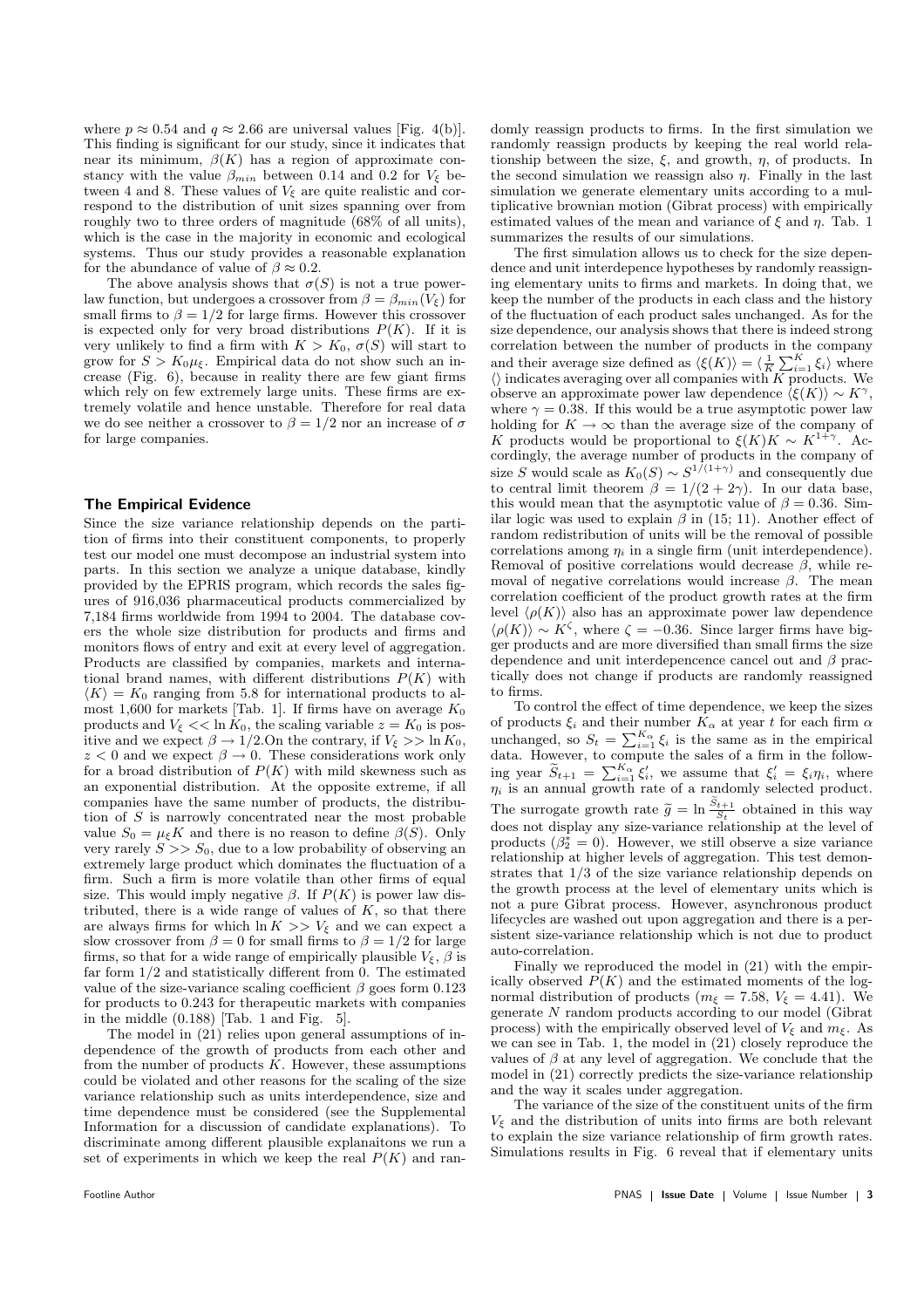where $p \approx 0.54$ and $q \approx 2.66$ are universal values [Fig. 4(b)]. This finding is significant for our study, since it indicates that near its minimum, $\beta(K)$ has a region of approximate constancy with the value $\beta_{min}$ between 0.14 and 0.2 for $V_\xi$ between 4 and 8. These values of $V_\xi$ are quite realistic and correspond to the distribution of unit sizes spanning over from roughly two to three orders of magnitude (68% of all units), which is the case in the majority in economic and ecological systems. Thus our study provides a reasonable explanation for the abundance of value of $\beta \approx 0.2$.

The above analysis shows that $\sigma(S)$ is not a true power-law function, but undergoes a crossover from $\beta = \beta_{min}(V_\xi)$ for small firms to $\beta = 1/2$ for large firms. However this crossover is expected only for very broad distributions $P(K)$. If it is very unlikely to find a firm with $K > K_0$, $\sigma(S)$ will start to grow for $S > K_0\mu_\xi$. Empirical data do not show such an increase (Fig. 6), because in reality there are few giant firms which rely on few extremely large units. These firms are extremely volatile and hence unstable. Therefore for real data we do see neither a crossover to $\beta = 1/2$ nor an increase of $\sigma$ for large companies.

## The Empirical Evidence

Since the size variance relationship depends on the partition of firms into their constituent components, to properly test our model one must decompose an industrial system into parts. In this section we analyze a unique database, kindly provided by the EPRIS program, which records the sales figures of 916,036 pharmaceutical products commercialized by 7,184 firms worldwide from 1994 to 2004. The database covers the whole size distribution for products and firms and monitors flows of entry and exit at every level of aggregation. Products are classified by companies, markets and international brand names, with different distributions $P(K)$ with $\langle K \rangle = K_0$ ranging from 5.8 for international products to almost 1,600 for markets [Tab. 1]. If firms have on average $K_0$ products and $V_\xi << \ln K_0$, the scaling variable $z = K_0$ is positive and we expect $\beta \to 1/2$.On the contrary, if $V_\xi >> \ln K_0$, $z < 0$ and we expect $\beta \to 0$. These considerations work only for a broad distribution of $P(K)$ with mild skewness such as an exponential distribution. At the opposite extreme, if all companies have the same number of products, the distribution of $S$ is narrowly concentrated near the most probable value $S_0 = \mu_\xi K$ and there is no reason to define $\beta(S)$. Only very rarely $S >> S_0$, due to a low probability of observing an extremely large product which dominates the fluctuation of a firm. Such a firm is more volatile than other firms of equal size. This would imply negative $\beta$. If $P(K)$ is power law distributed, there is a wide range of values of $K$, so that there are always firms for which $\ln K >> V_\xi$ and we can expect a slow crossover from $\beta = 0$ for small firms to $\beta = 1/2$ for large firms, so that for a wide range of empirically plausible $V_\xi$, $\beta$ is far form 1/2 and statistically different from 0. The estimated value of the size-variance scaling coefficient $\beta$ goes form 0.123 for products to 0.243 for therapeutic markets with companies in the middle (0.188) [Tab. 1 and Fig. 5].

The model in (21) relies upon general assumptions of independence of the growth of products from each other and from the number of products $K$. However, these assumptions could be violated and other reasons for the scaling of the size variance relationship such as units interdependence, size and time dependence must be considered (see the Supplemental Information for a discussion of candidate explanations). To discriminate among different plausible explanaitons we run a set of experiments in which we keep the real $P(K)$ and randomly reassign products to firms. In the first simulation we randomly reassign products by keeping the real world relationship between the size, $\xi$, and growth, $\eta$, of products. In the second simulation we reassign also $\eta$. Finally in the last simulation we generate elementary units according to a multiplicative brownian motion (Gibrat process) with empirically estimated values of the mean and variance of $\xi$ and $\eta$. Tab. 1 summarizes the results of our simulations.

The first simulation allows us to check for the size dependence and unit interdepence hypotheses by randomly reassigning elementary units to firms and markets. In doing that, we keep the number of the products in each class and the history of the fluctuation of each product sales unchanged. As for the size dependence, our analysis shows that there is indeed strong correlation between the number of products in the company and their average size defined as $\langle \xi(K) \rangle = \langle \frac{1}{K}\sum_{i=1}^{K} \xi_i \rangle$ where $\langle\rangle$ indicates averaging over all companies with $K$ products. We observe an approximate power law dependence $\langle \xi(K) \rangle \sim K^\gamma$, where $\gamma = 0.38$. If this would be a true asymptotic power law holding for $K \to \infty$ than the average size of the company of $K$ products would be proportional to $\xi(K)K \sim K^{1+\gamma}$. Accordingly, the average number of products in the company of size $S$ would scale as $K_0(S) \sim S^{1/(1+\gamma)}$ and consequently due to central limit theorem $\beta = 1/(2 + 2\gamma)$. In our data base, this would mean that the asymptotic value of $\beta = 0.36$. Similar logic was used to explain $\beta$ in (15; 11). Another effect of random redistribution of units will be the removal of possible correlations among $\eta_i$ in a single firm (unit interdependence). Removal of positive correlations would decrease $\beta$, while removal of negative correlations would increase $\beta$. The mean correlation coefficient of the product growth rates at the firm level $\langle \rho(K) \rangle$ also has an approximate power law dependence $\langle \rho(K) \rangle \sim K^\zeta$, where $\zeta = -0.36$. Since larger firms have bigger products and are more diversified than small firms the size dependence and unit interdepencence cancel out and $\beta$ practically does not change if products are randomly reassigned to firms.

To control the effect of time dependence, we keep the sizes of products $\xi_i$ and their number $K_\alpha$ at year $t$ for each firm $\alpha$ unchanged, so $S_t = \sum_{i=1}^{K_\alpha} \xi_i$ is the same as in the empirical data. However, to compute the sales of a firm in the following year $\widetilde{S}_{t+1} = \sum_{i=1}^{K_\alpha} \xi_i'$, we assume that $\xi_i' = \xi_i \eta_i$, where $\eta_i$ is an annual growth rate of a randomly selected product. The surrogate growth rate $\widetilde{g} = \ln \frac{\widetilde{S}_{t+1}}{S_t}$ obtained in this way does not display any size-variance relationship at the level of products ($\beta_2^* = 0$). However, we still observe a size variance relationship at higher levels of aggregation. This test demonstrates that 1/3 of the size variance relationship depends on the growth process at the level of elementary units which is not a pure Gibrat process. However, asynchronous product lifecycles are washed out upon aggregation and there is a persistent size-variance relationship which is not due to product auto-correlation.

Finally we reproduced the model in (21) with the empirically observed $P(K)$ and the estimated moments of the lognormal distribution of products ($m_\xi = 7.58$, $V_\xi = 4.41$). We generate $N$ random products according to our model (Gibrat process) with the empirically observed level of $V_\xi$ and $m_\xi$. As we can see in Tab. 1, the model in (21) closely reproduce the values of $\beta$ at any level of aggregation. We conclude that the model in (21) correctly predicts the size-variance relationship and the way it scales under aggregation.

The variance of the size of the constituent units of the firm $V_\xi$ and the distribution of units into firms are both relevant to explain the size variance relationship of firm growth rates. Simulations results in Fig. 6 reveal that if elementary units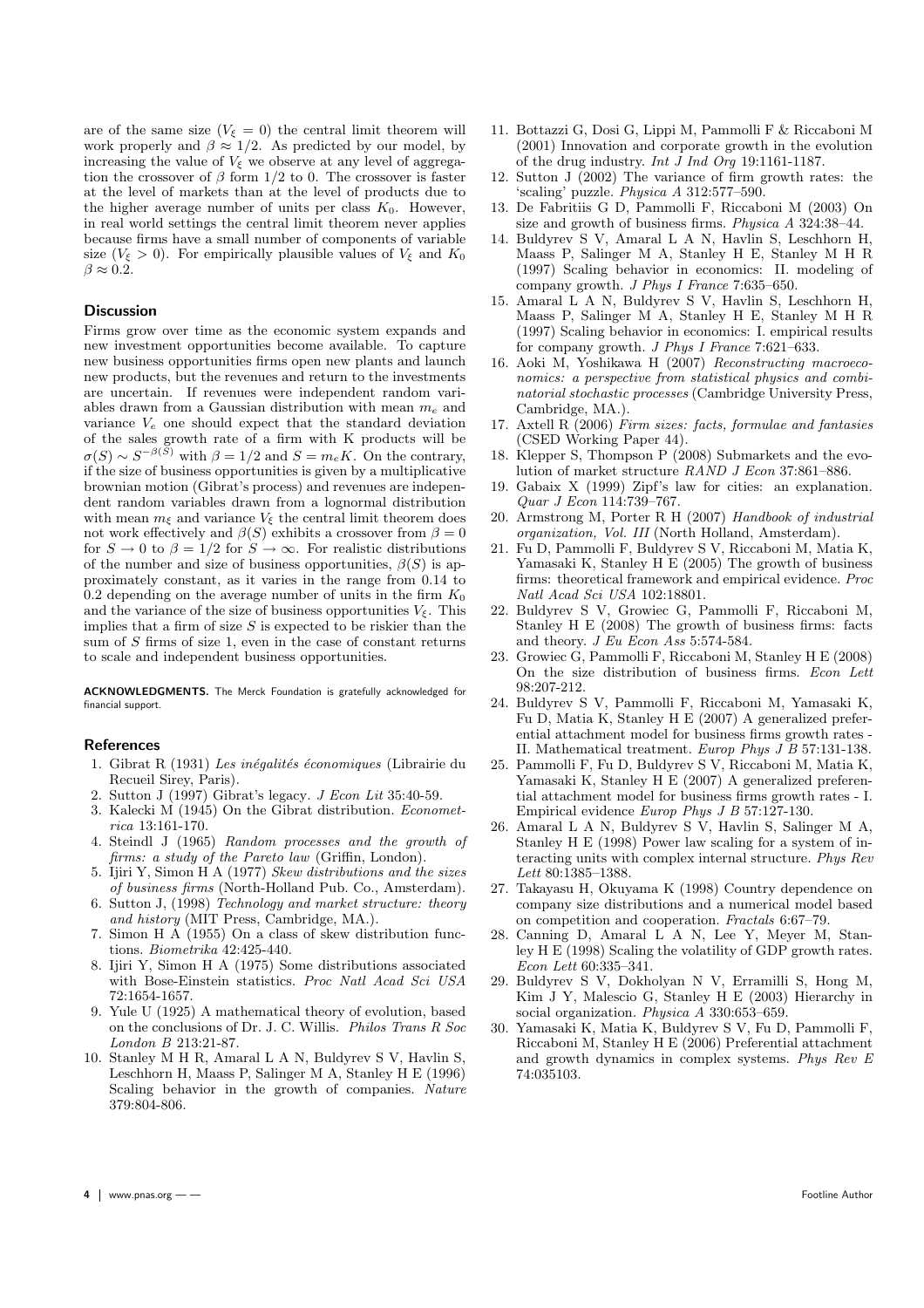are of the same size ($V_\xi = 0$) the central limit theorem will work properly and $\beta \approx 1/2$. As predicted by our model, by increasing the value of $V_\xi$ we observe at any level of aggregation the crossover of $\beta$ form 1/2 to 0. The crossover is faster at the level of markets than at the level of products due to the higher average number of units per class $K_0$. However, in real world settings the central limit theorem never applies because firms have a small number of components of variable size ($V_\xi > 0$). For empirically plausible values of $V_\xi$ and $K_0$ $\beta \approx 0.2$.

## Discussion

Firms grow over time as the economic system expands and new investment opportunities become available. To capture new business opportunities firms open new plants and launch new products, but the revenues and return to the investments are uncertain. If revenues were independent random variables drawn from a Gaussian distribution with mean $m_e$ and variance $V_e$ one should expect that the standard deviation of the sales growth rate of a firm with K products will be $\sigma(S) \sim S^{-\beta(S)}$ with $\beta = 1/2$ and $S = m_e K$. On the contrary, if the size of business opportunities is given by a multiplicative brownian motion (Gibrat's process) and revenues are independent random variables drawn from a lognormal distribution with mean $m_\xi$ and variance $V_\xi$ the central limit theorem does not work effectively and $\beta(S)$ exhibits a crossover from $\beta = 0$ for $S \to 0$ to $\beta = 1/2$ for $S \to \infty$. For realistic distributions of the number and size of business opportunities, $\beta(S)$ is approximately constant, as it varies in the range from 0.14 to 0.2 depending on the average number of units in the firm $K_0$ and the variance of the size of business opportunities $V_\xi$. This implies that a firm of size $S$ is expected to be riskier than the sum of $S$ firms of size 1, even in the case of constant returns to scale and independent business opportunities.

**ACKNOWLEDGMENTS.** The Merck Foundation is gratefully acknowledged for financial support.

## References

1. Gibrat R (1931) *Les inégalités économiques* (Librairie du Recueil Sirey, Paris).
2. Sutton J (1997) Gibrat's legacy. *J Econ Lit* 35:40-59.
3. Kalecki M (1945) On the Gibrat distribution. *Econometrica* 13:161-170.
4. Steindl J (1965) *Random processes and the growth of firms: a study of the Pareto law* (Griffin, London).
5. Ijiri Y, Simon H A (1977) *Skew distributions and the sizes of business firms* (North-Holland Pub. Co., Amsterdam).
6. Sutton J, (1998) *Technology and market structure: theory and history* (MIT Press, Cambridge, MA.).
7. Simon H A (1955) On a class of skew distribution functions. *Biometrika* 42:425-440.
8. Ijiri Y, Simon H A (1975) Some distributions associated with Bose-Einstein statistics. *Proc Natl Acad Sci USA* 72:1654-1657.
9. Yule U (1925) A mathematical theory of evolution, based on the conclusions of Dr. J. C. Willis. *Philos Trans R Soc London B* 213:21-87.
10. Stanley M H R, Amaral L A N, Buldyrev S V, Havlin S, Leschhorn H, Maass P, Salinger M A, Stanley H E (1996) Scaling behavior in the growth of companies. *Nature* 379:804-806.
11. Bottazzi G, Dosi G, Lippi M, Pammolli F & Riccaboni M (2001) Innovation and corporate growth in the evolution of the drug industry. *Int J Ind Org* 19:1161-1187.
12. Sutton J (2002) The variance of firm growth rates: the 'scaling' puzzle. *Physica A* 312:577–590.
13. De Fabritiis G D, Pammolli F, Riccaboni M (2003) On size and growth of business firms. *Physica A* 324:38–44.
14. Buldyrev S V, Amaral L A N, Havlin S, Leschhorn H, Maass P, Salinger M A, Stanley H E, Stanley M H R (1997) Scaling behavior in economics: II. modeling of company growth. *J Phys I France* 7:635–650.
15. Amaral L A N, Buldyrev S V, Havlin S, Leschhorn H, Maass P, Salinger M A, Stanley H E, Stanley M H R (1997) Scaling behavior in economics: I. empirical results for company growth. *J Phys I France* 7:621–633.
16. Aoki M, Yoshikawa H (2007) *Reconstructing macroeconomics: a perspective from statistical physics and combinatorial stochastic processes* (Cambridge University Press, Cambridge, MA.).
17. Axtell R (2006) *Firm sizes: facts, formulae and fantasies* (CSED Working Paper 44).
18. Klepper S, Thompson P (2008) Submarkets and the evolution of market structure *RAND J Econ* 37:861–886.
19. Gabaix X (1999) Zipf's law for cities: an explanation. *Quar J Econ* 114:739–767.
20. Armstrong M, Porter R H (2007) *Handbook of industrial organization, Vol. III* (North Holland, Amsterdam).
21. Fu D, Pammolli F, Buldyrev S V, Riccaboni M, Matia K, Yamasaki K, Stanley H E (2005) The growth of business firms: theoretical framework and empirical evidence. *Proc Natl Acad Sci USA* 102:18801.
22. Buldyrev S V, Growiec G, Pammolli F, Riccaboni M, Stanley H E (2008) The growth of business firms: facts and theory. *J Eu Econ Ass* 5:574-584.
23. Growiec G, Pammolli F, Riccaboni M, Stanley H E (2008) On the size distribution of business firms. *Econ Lett* 98:207-212.
24. Buldyrev S V, Pammolli F, Riccaboni M, Yamasaki K, Fu D, Matia K, Stanley H E (2007) A generalized preferential attachment model for business firms growth rates - II. Mathematical treatment. *Europ Phys J B* 57:131-138.
25. Pammolli F, Fu D, Buldyrev S V, Riccaboni M, Matia K, Yamasaki K, Stanley H E (2007) A generalized preferential attachment model for business firms growth rates - I. Empirical evidence *Europ Phys J B* 57:127-130.
26. Amaral L A N, Buldyrev S V, Havlin S, Salinger M A, Stanley H E (1998) Power law scaling for a system of interacting units with complex internal structure. *Phys Rev Lett* 80:1385–1388.
27. Takayasu H, Okuyama K (1998) Country dependence on company size distributions and a numerical model based on competition and cooperation. *Fractals* 6:67–79.
28. Canning D, Amaral L A N, Lee Y, Meyer M, Stanley H E (1998) Scaling the volatility of GDP growth rates. *Econ Lett* 60:335–341.
29. Buldyrev S V, Dokholyan N V, Erramilli S, Hong M, Kim J Y, Malescio G, Stanley H E (2003) Hierarchy in social organization. *Physica A* 330:653–659.
30. Yamasaki K, Matia K, Buldyrev S V, Fu D, Pammolli F, Riccaboni M, Stanley H E (2006) Preferential attachment and growth dynamics in complex systems. *Phys Rev E* 74:035103.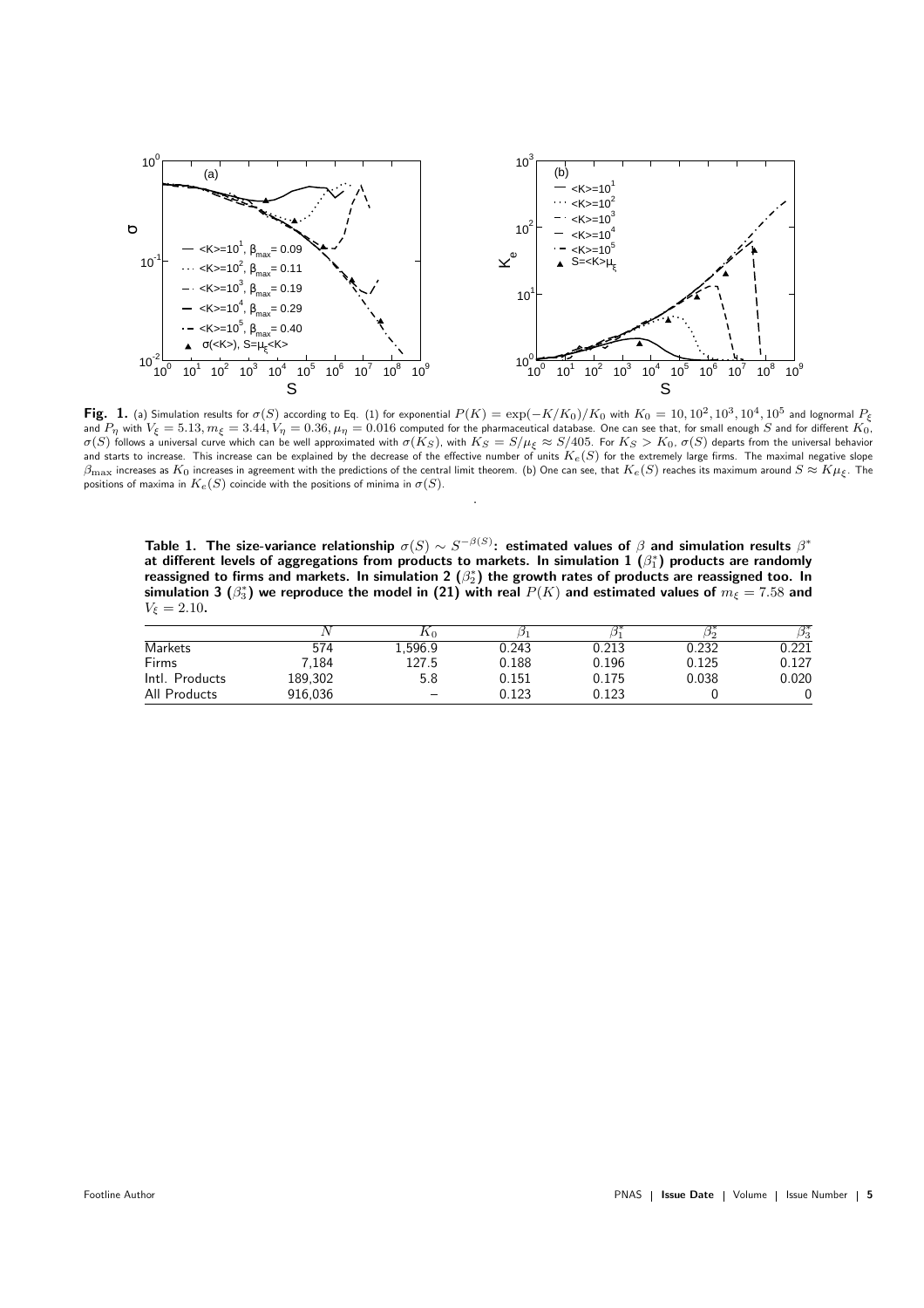**Fig. 1.** (a) Simulation results for $\sigma(S)$ according to Eq. (1) for exponential $P(K) = \exp(-K/K_0)/K_0$ with $K_0 = 10, 10^2, 10^3, 10^4, 10^5$ and lognormal $P_\xi$ and $P_\eta$ with $V_\xi = 5.13, m_\xi = 3.44, V_\eta = 0.36, \mu_\eta = 0.016$ computed for the pharmaceutical database. One can see that, for small enough $S$ and for different $K_0$, $\sigma(S)$ follows a universal curve which can be well approximated with $\sigma(K_S)$, with $K_S = S/\mu_\xi \approx S/405$. For $K_S > K_0$, $\sigma(S)$ departs from the universal behavior and starts to increase. This increase can be explained by the decrease of the effective number of units $K_e(S)$ for the extremely large firms. The maximal negative slope $\beta_{\max}$ increases as $K_0$ increases in agreement with the predictions of the central limit theorem. (b) One can see, that $K_e(S)$ reaches its maximum around $S \approx K\mu_\xi$. The positions of maxima in $K_e(S)$ coincide with the positions of minima in $\sigma(S)$.

**Table 1. The size-variance relationship $\sigma(S) \sim S^{-\beta(S)}$: estimated values of $\beta$ and simulation results $\beta^*$ at different levels of aggregations from products to markets. In simulation 1 ($\beta_1^*$) products are randomly reassigned to firms and markets. In simulation 2 ($\beta_2^*$) the growth rates of products are reassigned too. In simulation 3 ($\beta_3^*$) we reproduce the model in (21) with real $P(K)$ and estimated values of $m_\xi = 7.58$ and $V_\xi = 2.10$.**

| | $N$ | $K_0$ | $\beta_1$ | $\beta_1^*$ | $\beta_2^*$ | $\beta_3^*$ |
|---|---|---|---|---|---|---|
| Markets | 574 | 1,596.9 | 0.243 | 0.213 | 0.232 | 0.221 |
| Firms | 7,184 | 127.5 | 0.188 | 0.196 | 0.125 | 0.127 |
| Intl. Products | 189,302 | 5.8 | 0.151 | 0.175 | 0.038 | 0.020 |
| All Products | 916,036 | – | 0.123 | 0.123 | 0 | 0 |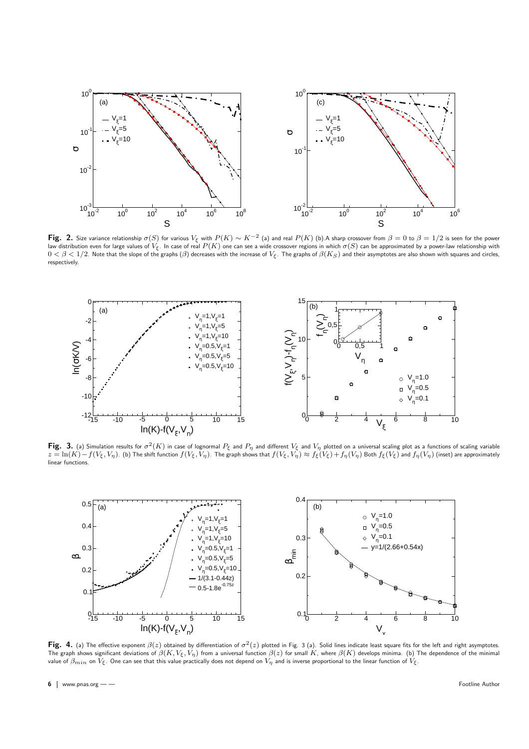**Fig. 2.** Size variance relationship $\sigma(S)$ for various $V_\xi$ with $P(K) \sim K^{-2}$ (a) and real $P(K)$ (b).A sharp crossover from $\beta = 0$ to $\beta = 1/2$ is seen for the power law distribution even for large values of $V_\xi$. In case of real $P(K)$ one can see a wide crossover regions in which $\sigma(S)$ can be approximated by a power-law relationship with $0 < \beta < 1/2$. Note that the slope of the graphs ($\beta$) decreases with the increase of $V_\xi$. The graphs of $\beta(K_S)$ and their asymptotes are also shown with squares and circles, respectively.

**Fig. 3.** (a) Simulation results for $\sigma^2(K)$ in case of lognormal $P_\xi$ and $P_\eta$ and different $V_\xi$ and $V_\eta$ plotted on a universal scaling plot as a functions of scaling variable $z = \ln(K) - f(V_\xi, V_\eta)$. (b) The shift function $f(V_\xi, V_\eta)$. The graph shows that $f(V_\xi, V_\eta) \approx f_\xi(V_\xi) + f_\eta(V_\eta)$ Both $f_\xi(V_\xi)$ and $f_\eta(V_\eta)$ (inset) are approximately linear functions.

**Fig. 4.** (a) The effective exponent $\beta(z)$ obtained by differentiation of $\sigma^2(z)$ plotted in Fig. 3 (a). Solid lines indicate least square fits for the left and right asymptotes. The graph shows significant deviations of $\beta(K, V_\xi, V_\eta)$ from a universal function $\beta(z)$ for small $K$, where $\beta(K)$ develops minima. (b) The dependence of the minimal value of $\beta_{min}$ on $V_\xi$. One can see that this value practically does not depend on $V_\eta$ and is inverse proportional to the linear function of $V_\xi$.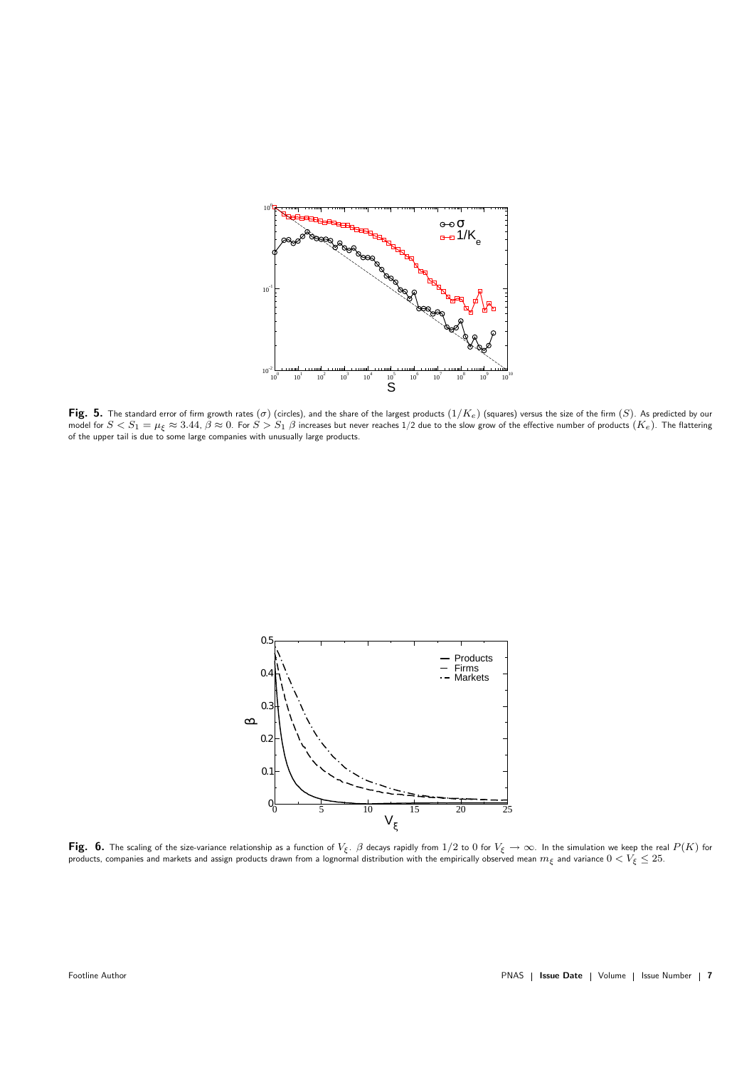**Fig. 5.** The standard error of firm growth rates ($\sigma$) (circles), and the share of the largest products ($1/K_e$) (squares) versus the size of the firm ($S$). As predicted by our model for $S < S_1 = \mu_\xi \approx 3.44$, $\beta \approx 0$. For $S > S_1$ $\beta$ increases but never reaches $1/2$ due to the slow grow of the effective number of products ($K_e$). The flattering of the upper tail is due to some large companies with unusually large products.

**Fig. 6.** The scaling of the size-variance relationship as a function of $V_\xi$. $\beta$ decays rapidly from $1/2$ to $0$ for $V_\xi \to \infty$. In the simulation we keep the real $P(K)$ for products, companies and markets and assign products drawn from a lognormal distribution with the empirically observed mean $m_\xi$ and variance $0 < V_\xi \leq 25$.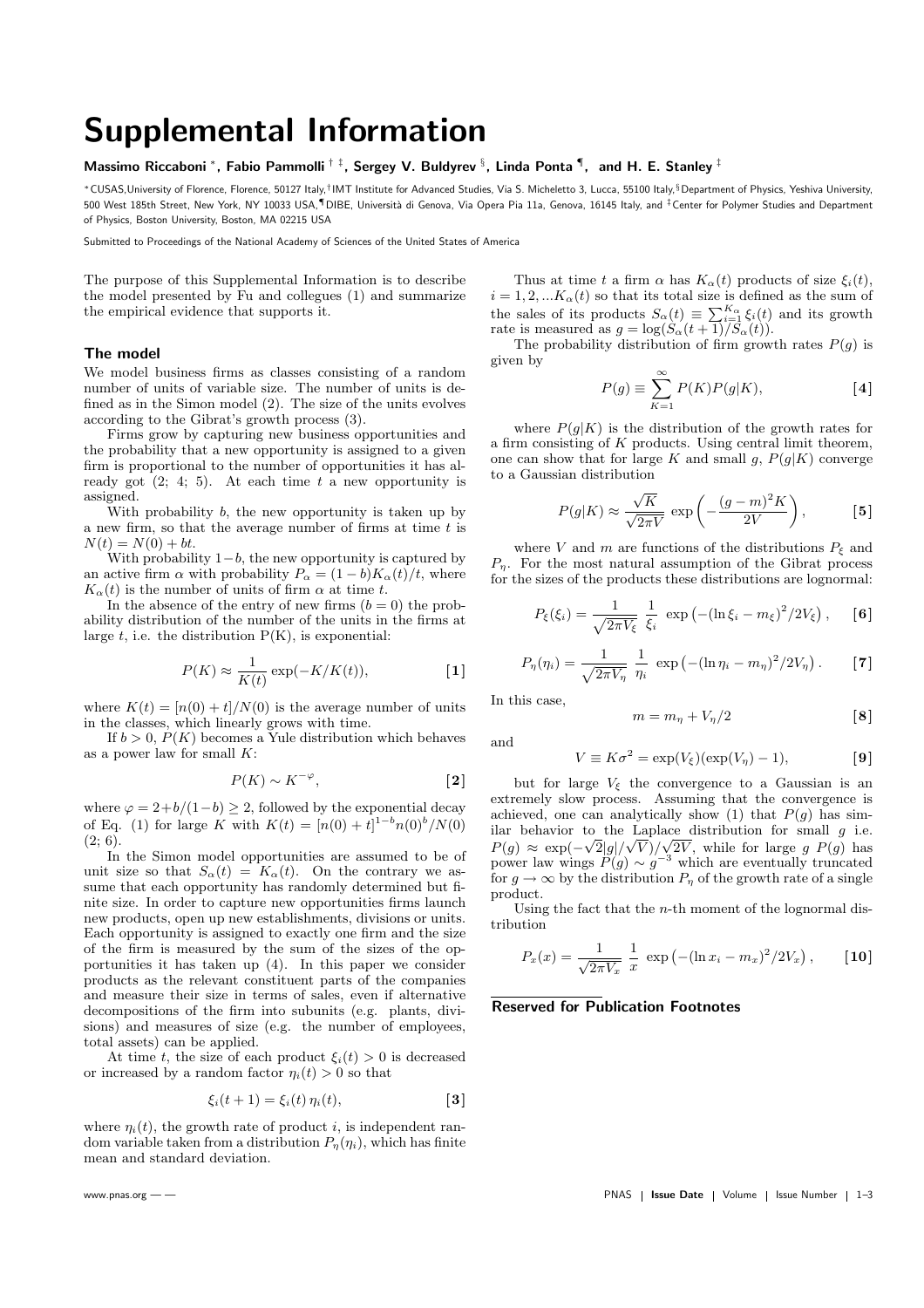# Supplemental Information

**Massimo Riccaboni** [*], **Fabio Pammolli** [† ‡], **Sergey V. Buldyrev** [§], **Linda Ponta** [¶], **and H. E. Stanley** [‡]

[*]CUSAS,University of Florence, Florence, 50127 Italy,[†]IMT Institute for Advanced Studies, Via S. Micheletto 3, Lucca, 55100 Italy,[§]Department of Physics, Yeshiva University, 500 West 185th Street, New York, NY 10033 USA,[¶]DIBE, Università di Genova, Via Opera Pia 11a, Genova, 16145 Italy, and [‡]Center for Polymer Studies and Department of Physics, Boston University, Boston, MA 02215 USA

Submitted to Proceedings of the National Academy of Sciences of the United States of America

The purpose of this Supplemental Information is to describe the model presented by Fu and collegues (1) and summarize the empirical evidence that supports it.

## The model

We model business firms as classes consisting of a random number of units of variable size. The number of units is defined as in the Simon model (2). The size of the units evolves according to the Gibrat's growth process (3).

Firms grow by capturing new business opportunities and the probability that a new opportunity is assigned to a given firm is proportional to the number of opportunities it has already got (2; 4; 5). At each time $t$ a new opportunity is assigned.

With probability $b$, the new opportunity is taken up by a new firm, so that the average number of firms at time $t$ is $N(t) = N(0) + bt$.

With probability $1-b$, the new opportunity is captured by an active firm $\alpha$ with probability $P_\alpha = (1-b)K_\alpha(t)/t$, where $K_\alpha(t)$ is the number of units of firm $\alpha$ at time $t$.

In the absence of the entry of new firms ($b = 0$) the probability distribution of the number of the units in the firms at large $t$, i.e. the distribution P(K), is exponential:

$$P(K) \approx \frac{1}{K(t)}\exp(-K/K(t)), \qquad [1]$$

where $K(t) = [n(0) + t]/N(0)$ is the average number of units in the classes, which linearly grows with time.

If $b > 0$, $P(K)$ becomes a Yule distribution which behaves as a power law for small $K$:

$$P(K) \sim K^{-\varphi}, \qquad [2]$$

where $\varphi = 2+b/(1-b) \geq 2$, followed by the exponential decay of Eq. (1) for large $K$ with $K(t) = [n(0) + t]^{1-b}n(0)^b/N(0)$ (2; 6).

In the Simon model opportunities are assumed to be of unit size so that $S_\alpha(t) = K_\alpha(t)$. On the contrary we assume that each opportunity has randomly determined but finite size. In order to capture new opportunities firms launch new products, open up new establishments, divisions or units. Each opportunity is assigned to exactly one firm and the size of the firm is measured by the sum of the sizes of the opportunities it has taken up (4). In this paper we consider products as the relevant constituent parts of the companies and measure their size in terms of sales, even if alternative decompositions of the firm into subunits (e.g. plants, divisions) and measures of size (e.g. the number of employees, total assets) can be applied.

At time $t$, the size of each product $\xi_i(t) > 0$ is decreased or increased by a random factor $\eta_i(t) > 0$ so that

$$\xi_i(t+1) = \xi_i(t)\,\eta_i(t), \qquad [3]$$

where $\eta_i(t)$, the growth rate of product $i$, is independent random variable taken from a distribution $P_\eta(\eta_i)$, which has finite mean and standard deviation.

Thus at time $t$ a firm $\alpha$ has $K_\alpha(t)$ products of size $\xi_i(t)$, $i = 1, 2, ...K_\alpha(t)$ so that its total size is defined as the sum of the sales of its products $S_\alpha(t) \equiv \sum_{i=1}^{K_\alpha} \xi_i(t)$ and its growth rate is measured as $g = \log(S_\alpha(t+1)/S_\alpha(t))$.

The probability distribution of firm growth rates $P(g)$ is given by

$$P(g) \equiv \sum_{K=1}^{\infty} P(K)P(g|K), \qquad [4]$$

where $P(g|K)$ is the distribution of the growth rates for a firm consisting of $K$ products. Using central limit theorem, one can show that for large $K$ and small $g$, $P(g|K)$ converge to a Gaussian distribution

$$P(g|K) \approx \frac{\sqrt{K}}{\sqrt{2\pi V}}\exp\left(-\frac{(g-m)^2K}{2V}\right), \qquad [5]$$

where $V$ and $m$ are functions of the distributions $P_\xi$ and $P_\eta$. For the most natural assumption of the Gibrat process for the sizes of the products these distributions are lognormal:

$$P_\xi(\xi_i) = \frac{1}{\sqrt{2\pi V_\xi}}\,\frac{1}{\xi_i}\,\exp\left(-(\ln\xi_i - m_\xi)^2/2V_\xi\right), \qquad [6]$$

$$P_\eta(\eta_i) = \frac{1}{\sqrt{2\pi V_\eta}}\,\frac{1}{\eta_i}\,\exp\left(-(\ln\eta_i - m_\eta)^2/2V_\eta\right). \qquad [7]$$

In this case,

$$m = m_\eta + V_\eta/2 \qquad [8]$$

and

$$V \equiv K\sigma^2 = \exp(V_\xi)(\exp(V_\eta) - 1), \qquad [9]$$

but for large $V_\xi$ the convergence to a Gaussian is an extremely slow process. Assuming that the convergence is achieved, one can analytically show (1) that $P(g)$ has similar behavior to the Laplace distribution for small $g$ i.e. $P(g) \approx \exp(-\sqrt{2}|g|/\sqrt{V})/\sqrt{2V}$, while for large $g$ $P(g)$ has power law wings $P(g) \sim g^{-3}$ which are eventually truncated for $g \to \infty$ by the distribution $P_\eta$ of the growth rate of a single product.

Using the fact that the $n$-th moment of the lognormal distribution

$$P_x(x) = \frac{1}{\sqrt{2\pi V_x}}\,\frac{1}{x}\,\exp\left(-(\ln x_i - m_x)^2/2V_x\right), \qquad [10]$$

**Reserved for Publication Footnotes**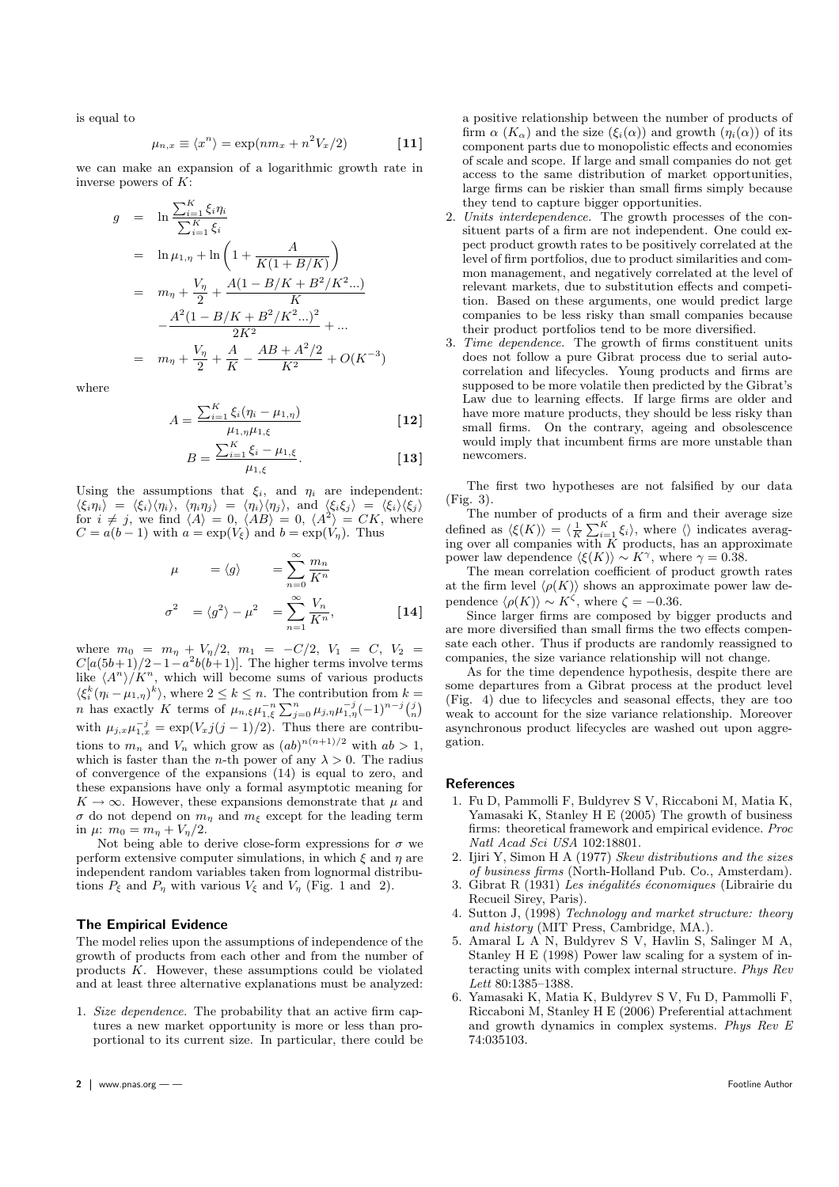is equal to

$$\mu_{n,x} \equiv \langle x^n \rangle = \exp(n m_x + n^2 V_x/2) \qquad \textbf{[11]}$$

we can make an expansion of a logarithmic growth rate in inverse powers of $K$:

$$\begin{aligned} g &= \ln \frac{\sum_{i=1}^{K} \xi_i \eta_i}{\sum_{i=1}^{K} \xi_i} \\ &= \ln \mu_{1,\eta} + \ln\left(1 + \frac{A}{K(1+B/K)}\right) \\ &= m_\eta + \frac{V_\eta}{2} + \frac{A(1 - B/K + B^2/K^2 ...)}{K} \\ &\quad - \frac{A^2(1 - B/K + B^2/K^2 ...)^2}{2K^2} + ... \\ &= m_\eta + \frac{V_\eta}{2} + \frac{A}{K} - \frac{AB + A^2/2}{K^2} + O(K^{-3}) \end{aligned}$$

where

$$A = \frac{\sum_{i=1}^{K} \xi_i(\eta_i - \mu_{1,\eta})}{\mu_{1,\eta}\mu_{1,\xi}} \qquad \textbf{[12]}$$

$$B = \frac{\sum_{i=1}^{K} \xi_i - \mu_{1,\xi}}{\mu_{1,\xi}}. \qquad \textbf{[13]}$$

Using the assumptions that $\xi_i$, and $\eta_i$ are independent: $\langle \xi_i \eta_i \rangle = \langle \xi_i \rangle \langle \eta_i \rangle$, $\langle \eta_i \eta_j \rangle = \langle \eta_i \rangle \langle \eta_j \rangle$, and $\langle \xi_i \xi_j \rangle = \langle \xi_i \rangle \langle \xi_j \rangle$ for $i \neq j$, we find $\langle A \rangle = 0$, $\langle AB \rangle = 0$, $\langle A^2 \rangle = CK$, where $C = a(b-1)$ with $a = \exp(V_\xi)$ and $b = \exp(V_\eta)$. Thus

$$\begin{aligned} \mu &= \langle g \rangle &= \sum_{n=0}^{\infty} \frac{m_n}{K^n} \\ \sigma^2 &= \langle g^2 \rangle - \mu^2 &= \sum_{n=1}^{\infty} \frac{V_n}{K^n}, \end{aligned} \qquad \textbf{[14]}$$

where $m_0 = m_\eta + V_\eta/2$, $m_1 = -C/2$, $V_1 = C$, $V_2 = C[a(5b+1)/2 - 1 - a^2 b(b+1)]$. The higher terms involve terms like $\langle A^n \rangle / K^n$, which will become sums of various products $\langle \xi_i^k (\eta_i - \mu_{1,\eta})^k \rangle$, where $2 \leq k \leq n$. The contribution from $k = n$ has exactly $K$ terms of $\mu_{n,\xi}\mu_{1,\xi}^{-n} \sum_{j=0}^{n} \mu_{j,\eta}\mu_{1,\eta}^{-j}(-1)^{n-j}\binom{j}{n}$ with $\mu_{j,x}\mu_{1,x}^{-j} = \exp(V_x j(j-1)/2)$. Thus there are contributions to $m_n$ and $V_n$ which grow as $(ab)^{n(n+1)/2}$ with $ab > 1$, which is faster than the $n$-th power of any $\lambda > 0$. The radius of convergence of the expansions (14) is equal to zero, and these expansions have only a formal asymptotic meaning for $K \to \infty$. However, these expansions demonstrate that $\mu$ and $\sigma$ do not depend on $m_\eta$ and $m_\xi$ except for the leading term in $\mu$: $m_0 = m_\eta + V_\eta/2$.

Not being able to derive close-form expressions for $\sigma$ we perform extensive computer simulations, in which $\xi$ and $\eta$ are independent random variables taken from lognormal distributions $P_\xi$ and $P_\eta$ with various $V_\xi$ and $V_\eta$ (Fig. 1 and 2).

## The Empirical Evidence

The model relies upon the assumptions of independence of the growth of products from each other and from the number of products $K$. However, these assumptions could be violated and at least three alternative explanations must be analyzed:

1. *Size dependence.* The probability that an active firm captures a new market opportunity is more or less than proportional to its current size. In particular, there could be a positive relationship between the number of products of firm $\alpha$ ($K_\alpha$) and the size ($\xi_i(\alpha)$) and growth ($\eta_i(\alpha)$) of its component parts due to monopolistic effects and economies of scale and scope. If large and small companies do not get access to the same distribution of market opportunities, large firms can be riskier than small firms simply because they tend to capture bigger opportunities.
2. *Units interdependence.* The growth processes of the consituent parts of a firm are not independent. One could expect product growth rates to be positively correlated at the level of firm portfolios, due to product similarities and common management, and negatively correlated at the level of relevant markets, due to substitution effects and competition. Based on these arguments, one would predict large companies to be less risky than small companies because their product portfolios tend to be more diversified.
3. *Time dependence.* The growth of firms constituent units does not follow a pure Gibrat process due to serial autocorrelation and lifecycles. Young products and firms are supposed to be more volatile then predicted by the Gibrat's Law due to learning effects. If large firms are older and have more mature products, they should be less risky than small firms. On the contrary, ageing and obsolescence would imply that incumbent firms are more unstable than newcomers.

The first two hypotheses are not falsified by our data (Fig. 3).

The number of products of a firm and their average size defined as $\langle \xi(K) \rangle = \langle \frac{1}{K} \sum_{i=1}^{K} \xi_i \rangle$, where $\langle \rangle$ indicates averaging over all companies with $K$ products, has an approximate power law dependence $\langle \xi(K) \rangle \sim K^\gamma$, where $\gamma = 0.38$.

The mean correlation coefficient of product growth rates at the firm level $\langle \rho(K) \rangle$ shows an approximate power law dependence $\langle \rho(K) \rangle \sim K^\zeta$, where $\zeta = -0.36$.

Since larger firms are composed by bigger products and are more diversified than small firms the two effects compensate each other. Thus if products are randomly reassigned to companies, the size variance relationship will not change.

As for the time dependence hypothesis, despite there are some departures from a Gibrat process at the product level (Fig. 4) due to lifecycles and seasonal effects, they are too weak to account for the size variance relationship. Moreover asynchronous product lifecycles are washed out upon aggregation.

## References

1. Fu D, Pammolli F, Buldyrev S V, Riccaboni M, Matia K, Yamasaki K, Stanley H E (2005) The growth of business firms: theoretical framework and empirical evidence. *Proc Natl Acad Sci USA* 102:18801.
2. Ijiri Y, Simon H A (1977) *Skew distributions and the sizes of business firms* (North-Holland Pub. Co., Amsterdam).
3. Gibrat R (1931) *Les inégalités économiques* (Librairie du Recueil Sirey, Paris).
4. Sutton J, (1998) *Technology and market structure: theory and history* (MIT Press, Cambridge, MA.).
5. Amaral L A N, Buldyrev S V, Havlin S, Salinger M A, Stanley H E (1998) Power law scaling for a system of interacting units with complex internal structure. *Phys Rev Lett* 80:1385–1388.
6. Yamasaki K, Matia K, Buldyrev S V, Fu D, Pammolli F, Riccaboni M, Stanley H E (2006) Preferential attachment and growth dynamics in complex systems. *Phys Rev E* 74:035103.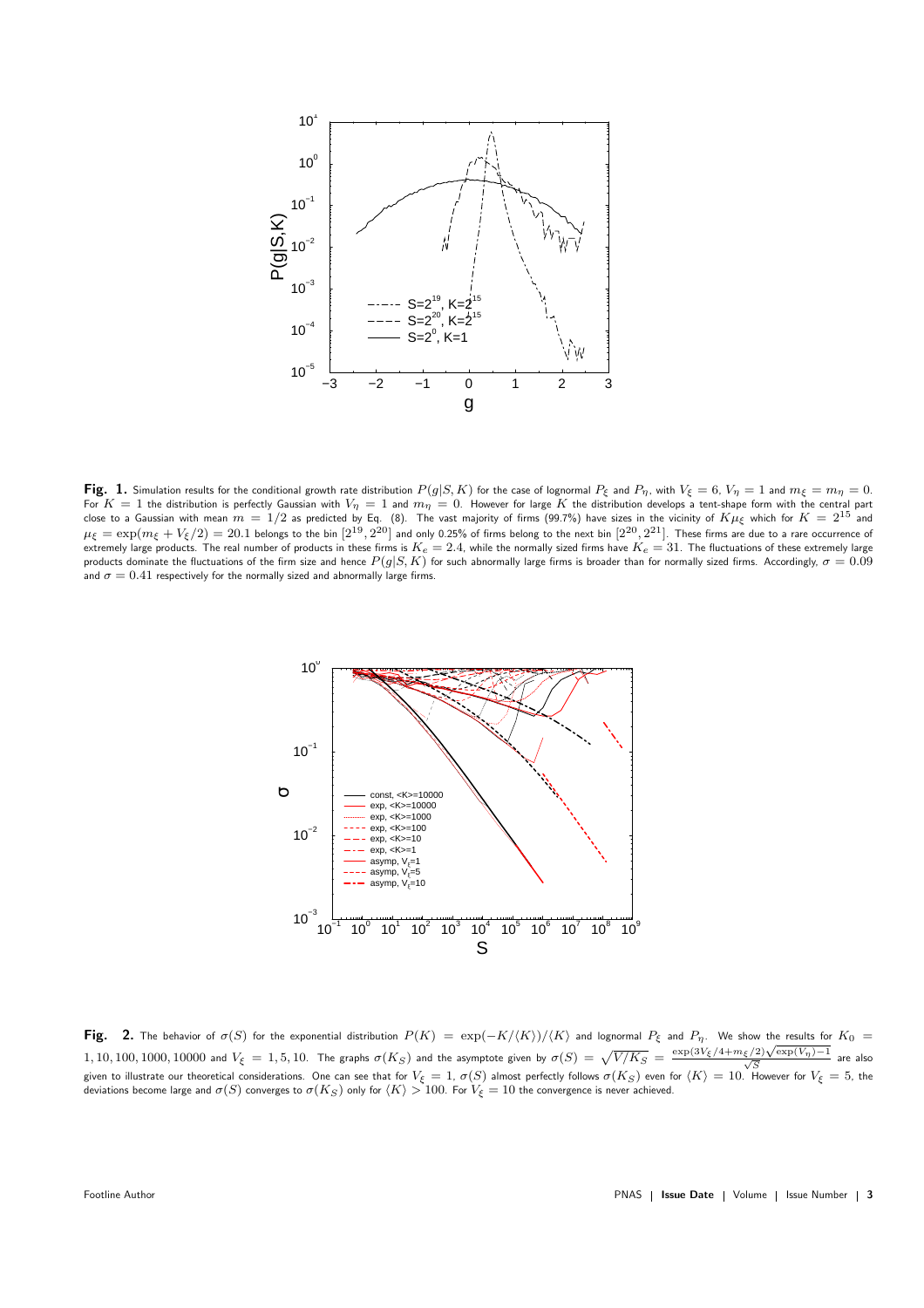**Fig. 1.** Simulation results for the conditional growth rate distribution $P(g|S,K)$ for the case of lognormal $P_\xi$ and $P_\eta$, with $V_\xi = 6$, $V_\eta = 1$ and $m_\xi = m_\eta = 0$. For $K = 1$ the distribution is perfectly Gaussian with $V_\eta = 1$ and $m_\eta = 0$. However for large $K$ the distribution develops a tent-shape form with the central part close to a Gaussian with mean $m = 1/2$ as predicted by Eq. (8). The vast majority of firms (99.7%) have sizes in the vicinity of $K\mu_\xi$ which for $K = 2^{15}$ and $\mu_\xi = \exp(m_\xi + V_\xi/2) = 20.1$ belongs to the bin $[2^{19}, 2^{20}]$ and only 0.25% of firms belong to the next bin $[2^{20}, 2^{21}]$. These firms are due to a rare occurrence of extremely large products. The real number of products in these firms is $K_e = 2.4$, while the normally sized firms have $K_e = 31$. The fluctuations of these extremely large products dominate the fluctuations of the firm size and hence $P(g|S,K)$ for such abnormally large firms is broader than for normally sized firms. Accordingly, $\sigma = 0.09$ and $\sigma = 0.41$ respectively for the normally sized and abnormally large firms.

**Fig. 2.** The behavior of $\sigma(S)$ for the exponential distribution $P(K) = \exp(-K/\langle K\rangle)/\langle K\rangle$ and lognormal $P_\xi$ and $P_\eta$. We show the results for $K_0 = 1, 10, 100, 1000, 10000$ and $V_\xi = 1, 5, 10$. The graphs $\sigma(K_S)$ and the asymptote given by $\sigma(S) = \sqrt{V/K_S} = \frac{\exp(3V_\xi/4 + m_\xi/2)\sqrt{\exp(V_\eta)-1}}{\sqrt{S}}$ are also given to illustrate our theoretical considerations. One can see that for $V_\xi = 1$, $\sigma(S)$ almost perfectly follows $\sigma(K_S)$ even for $\langle K\rangle = 10$. However for $V_\xi = 5$, the deviations become large and $\sigma(S)$ converges to $\sigma(K_S)$ only for $\langle K\rangle > 100$. For $V_\xi = 10$ the convergence is never achieved.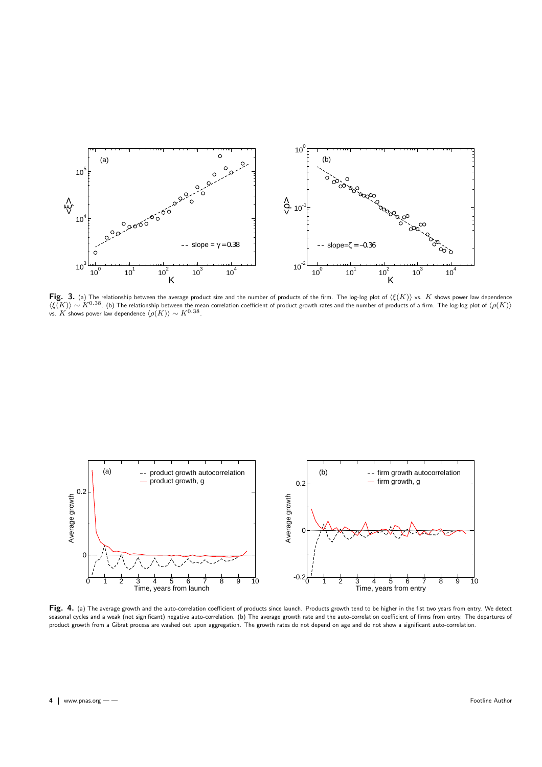(a)

$\langle\xi\rangle$

-- slope = $\gamma$=0.38

K

(b)

$\langle\rho\rangle$

-- slope=$\zeta$ =−0.36

K

**Fig. 3.** (a) The relationship between the average product size and the number of products of the firm. The log-log plot of $\langle\xi(K)\rangle$ vs. $K$ shows power law dependence $\langle\xi(K)\rangle \sim K^{0.38}$. (b) The relationship between the mean correlation coefficient of product growth rates and the number of products of a firm. The log-log plot of $\langle\rho(K)\rangle$ vs. $K$ shows power law dependence $\langle\rho(K)\rangle \sim K^{0.38}$.

(a)

-- product growth autocorrelation

— product growth, g

Average growth

Time, years from launch

(b)

-- firm growth autocorrelation

— firm growth, g

Average growth

Time, years from entry

**Fig. 4.** (a) The average growth and the auto-correlation coefficient of products since launch. Products growth tend to be higher in the fist two years from entry. We detect seasonal cycles and a weak (not significant) negative auto-correlation. (b) The average growth rate and the auto-correlation coefficient of firms from entry. The departures of product growth from a Gibrat process are washed out upon aggregation. The growth rates do not depend on age and do not show a significant auto-correlation.